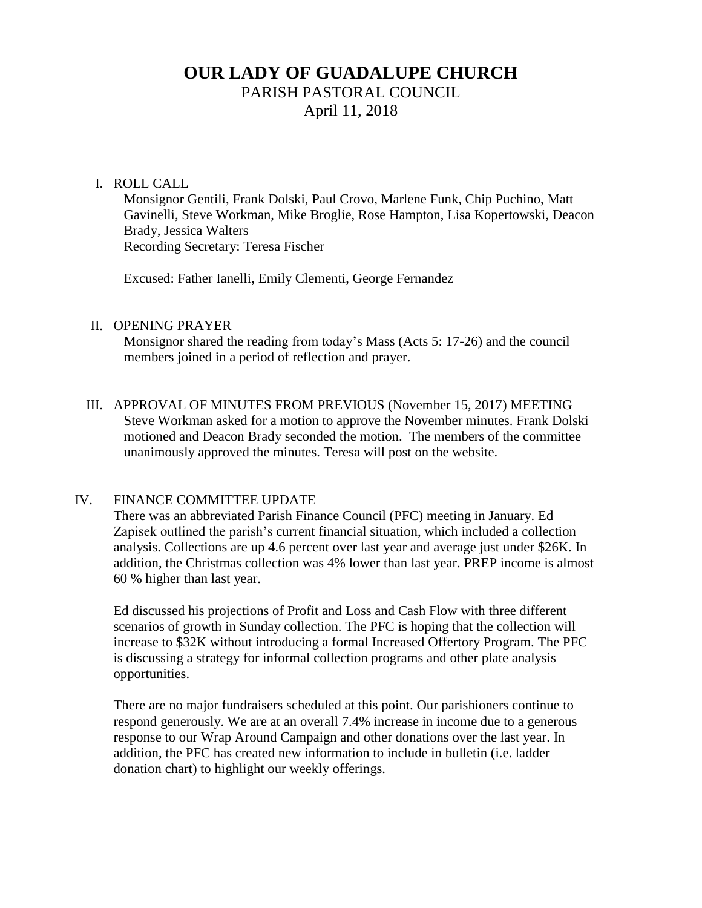# OUR LADY OF GUADALUPE CHURCH

## PARISH PASTORAL COUNCIL

April 11, 2018

I. ROLL CALL

Monsignor Gentili, Frank Dolski, Paul Crovo, Marlene Funk, Chip Puchino, Matt Gavinelli, Steve Workman, Mike Broglie, Rose Hampton, Lisa Kopertowski, Deacon Brady, Jessica Walters

Recording Secretary: Teresa Fischer

Excused: Father Ianelli, Emily Clementi, George Fernandez

II. OPENING PRAYER

Monsignor shared the reading from today's Mass (Acts 5: 17-26) and the council members joined in a period of reflection and prayer.

III. APPROVAL OF MINUTES FROM PREVIOUS (November 15, 2017) MEETING

Steve Workman asked for a motion to approve the November minutes. Frank Dolski motioned and Deacon Brady seconded the motion. The members of the committee unanimously approved the minutes. Teresa will post on the website.

IV. FINANCE COMMITTEE UPDATE

There was an abbreviated Parish Finance Council (PFC) meeting in January. Ed Zapisek outlined the parish's current financial situation, which included a collection analysis. Collections are up 4.6 percent over last year and average just under $26K. In addition, the Christmas collection was 4% lower than last year. PREP income is almost 60 % higher than last year.

Ed discussed his projections of Profit and Loss and Cash Flow with three different scenarios of growth in Sunday collection. The PFC is hoping that the collection will increase to $32K without introducing a formal Increased Offertory Program. The PFC is discussing a strategy for informal collection programs and other plate analysis opportunities.

There are no major fundraisers scheduled at this point. Our parishioners continue to respond generously. We are at an overall 7.4% increase in income due to a generous response to our Wrap Around Campaign and other donations over the last year. In addition, the PFC has created new information to include in bulletin (i.e. ladder donation chart) to highlight our weekly offerings.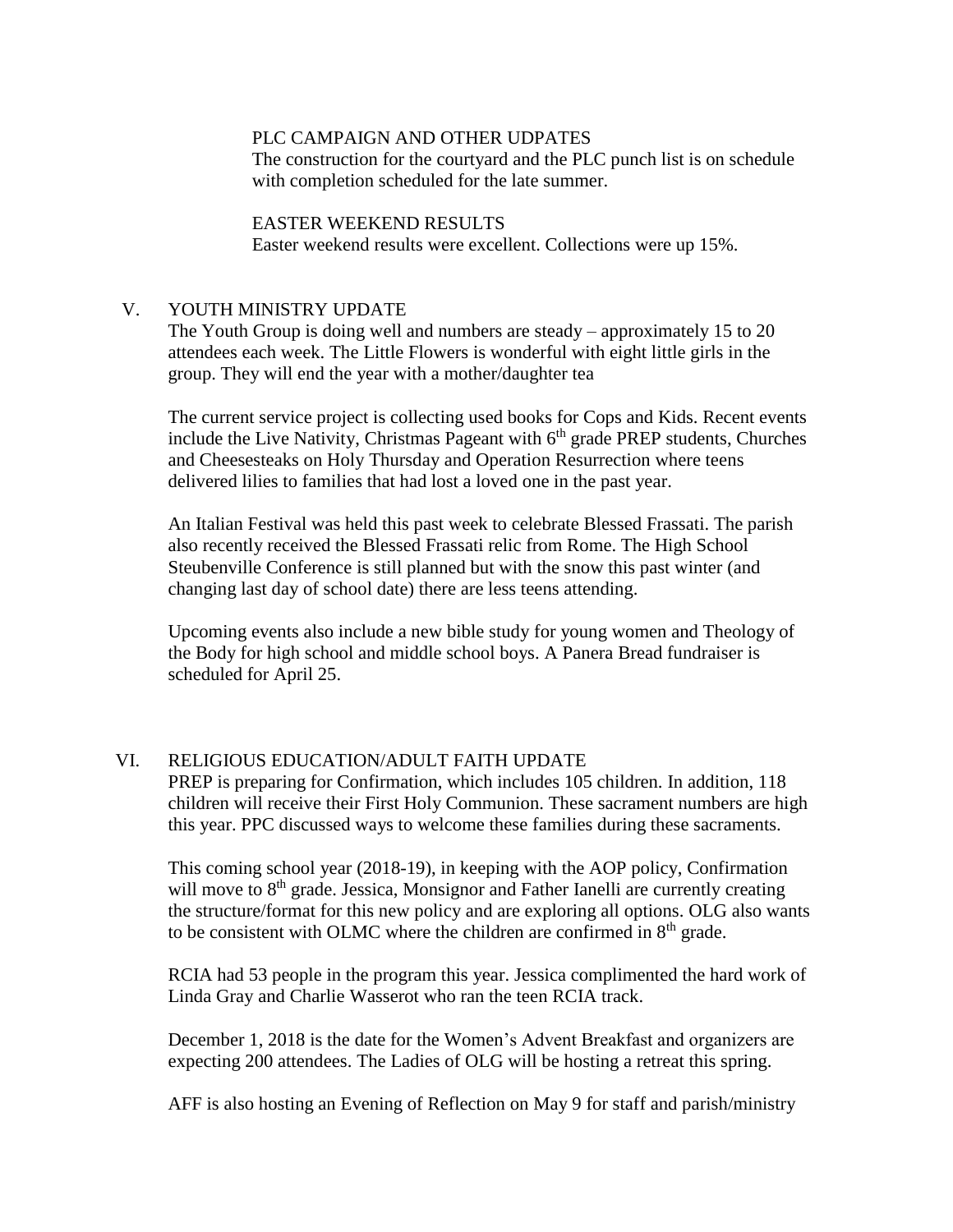PLC CAMPAIGN AND OTHER UDPATES

The construction for the courtyard and the PLC punch list is on schedule with completion scheduled for the late summer.

EASTER WEEKEND RESULTS

Easter weekend results were excellent. Collections were up 15%.

## V. YOUTH MINISTRY UPDATE

The Youth Group is doing well and numbers are steady – approximately 15 to 20 attendees each week. The Little Flowers is wonderful with eight little girls in the group. They will end the year with a mother/daughter tea

The current service project is collecting used books for Cops and Kids. Recent events include the Live Nativity, Christmas Pageant with 6th grade PREP students, Churches and Cheesesteaks on Holy Thursday and Operation Resurrection where teens delivered lilies to families that had lost a loved one in the past year.

An Italian Festival was held this past week to celebrate Blessed Frassati. The parish also recently received the Blessed Frassati relic from Rome. The High School Steubenville Conference is still planned but with the snow this past winter (and changing last day of school date) there are less teens attending.

Upcoming events also include a new bible study for young women and Theology of the Body for high school and middle school boys. A Panera Bread fundraiser is scheduled for April 25.

## VI. RELIGIOUS EDUCATION/ADULT FAITH UPDATE

PREP is preparing for Confirmation, which includes 105 children. In addition, 118 children will receive their First Holy Communion. These sacrament numbers are high this year. PPC discussed ways to welcome these families during these sacraments.

This coming school year (2018-19), in keeping with the AOP policy, Confirmation will move to 8th grade. Jessica, Monsignor and Father Ianelli are currently creating the structure/format for this new policy and are exploring all options. OLG also wants to be consistent with OLMC where the children are confirmed in 8th grade.

RCIA had 53 people in the program this year. Jessica complimented the hard work of Linda Gray and Charlie Wasserot who ran the teen RCIA track.

December 1, 2018 is the date for the Women's Advent Breakfast and organizers are expecting 200 attendees. The Ladies of OLG will be hosting a retreat this spring.

AFF is also hosting an Evening of Reflection on May 9 for staff and parish/ministry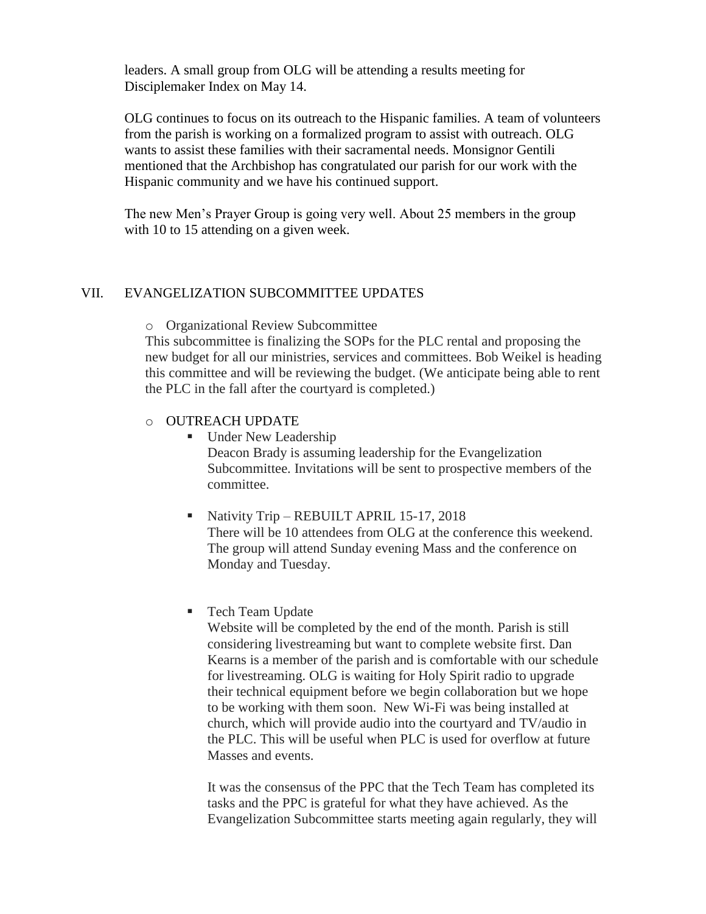leaders. A small group from OLG will be attending a results meeting for Disciplemaker Index on May 14.

OLG continues to focus on its outreach to the Hispanic families. A team of volunteers from the parish is working on a formalized program to assist with outreach. OLG wants to assist these families with their sacramental needs. Monsignor Gentili mentioned that the Archbishop has congratulated our parish for our work with the Hispanic community and we have his continued support.

The new Men's Prayer Group is going very well. About 25 members in the group with 10 to 15 attending on a given week.

## VII. EVANGELIZATION SUBCOMMITTEE UPDATES

- Organizational Review Subcommittee

This subcommittee is finalizing the SOPs for the PLC rental and proposing the new budget for all our ministries, services and committees. Bob Weikel is heading this committee and will be reviewing the budget. (We anticipate being able to rent the PLC in the fall after the courtyard is completed.)

- OUTREACH UPDATE
  - Under New Leadership
    Deacon Brady is assuming leadership for the Evangelization Subcommittee. Invitations will be sent to prospective members of the committee.
  - Nativity Trip – REBUILT APRIL 15-17, 2018
    There will be 10 attendees from OLG at the conference this weekend. The group will attend Sunday evening Mass and the conference on Monday and Tuesday.
  - Tech Team Update
    Website will be completed by the end of the month. Parish is still considering livestreaming but want to complete website first. Dan Kearns is a member of the parish and is comfortable with our schedule for livestreaming. OLG is waiting for Holy Spirit radio to upgrade their technical equipment before we begin collaboration but we hope to be working with them soon. New Wi-Fi was being installed at church, which will provide audio into the courtyard and TV/audio in the PLC. This will be useful when PLC is used for overflow at future Masses and events.

    It was the consensus of the PPC that the Tech Team has completed its tasks and the PPC is grateful for what they have achieved. As the Evangelization Subcommittee starts meeting again regularly, they will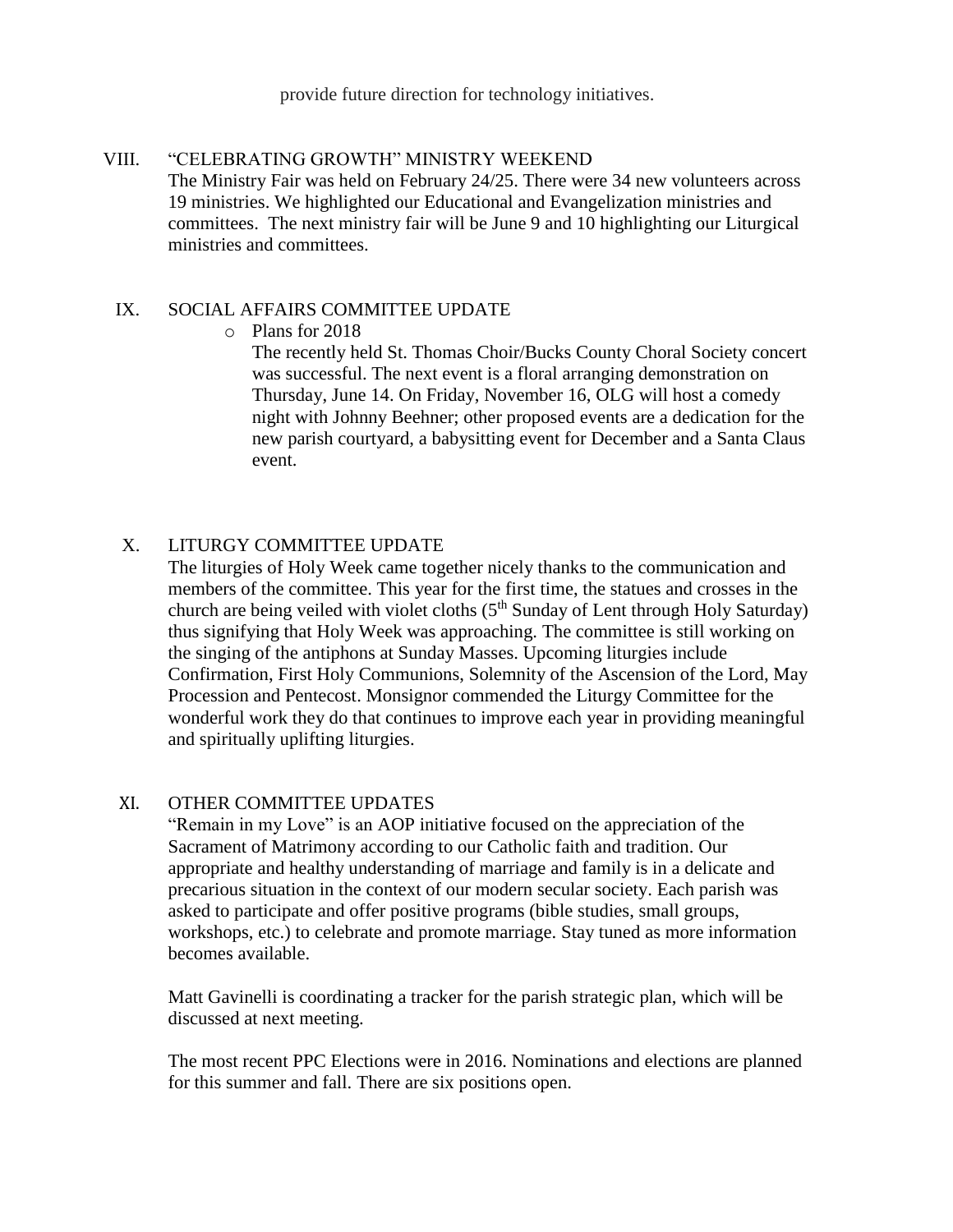provide future direction for technology initiatives.

VIII. "CELEBRATING GROWTH" MINISTRY WEEKEND

The Ministry Fair was held on February 24/25. There were 34 new volunteers across 19 ministries. We highlighted our Educational and Evangelization ministries and committees. The next ministry fair will be June 9 and 10 highlighting our Liturgical ministries and committees.

IX. SOCIAL AFFAIRS COMMITTEE UPDATE

- Plans for 2018

  The recently held St. Thomas Choir/Bucks County Choral Society concert was successful. The next event is a floral arranging demonstration on Thursday, June 14. On Friday, November 16, OLG will host a comedy night with Johnny Beehner; other proposed events are a dedication for the new parish courtyard, a babysitting event for December and a Santa Claus event.

X. LITURGY COMMITTEE UPDATE

The liturgies of Holy Week came together nicely thanks to the communication and members of the committee. This year for the first time, the statues and crosses in the church are being veiled with violet cloths (5th Sunday of Lent through Holy Saturday) thus signifying that Holy Week was approaching. The committee is still working on the singing of the antiphons at Sunday Masses. Upcoming liturgies include Confirmation, First Holy Communions, Solemnity of the Ascension of the Lord, May Procession and Pentecost. Monsignor commended the Liturgy Committee for the wonderful work they do that continues to improve each year in providing meaningful and spiritually uplifting liturgies.

XI. OTHER COMMITTEE UPDATES

"Remain in my Love" is an AOP initiative focused on the appreciation of the Sacrament of Matrimony according to our Catholic faith and tradition. Our appropriate and healthy understanding of marriage and family is in a delicate and precarious situation in the context of our modern secular society. Each parish was asked to participate and offer positive programs (bible studies, small groups, workshops, etc.) to celebrate and promote marriage. Stay tuned as more information becomes available.

Matt Gavinelli is coordinating a tracker for the parish strategic plan, which will be discussed at next meeting.

The most recent PPC Elections were in 2016. Nominations and elections are planned for this summer and fall. There are six positions open.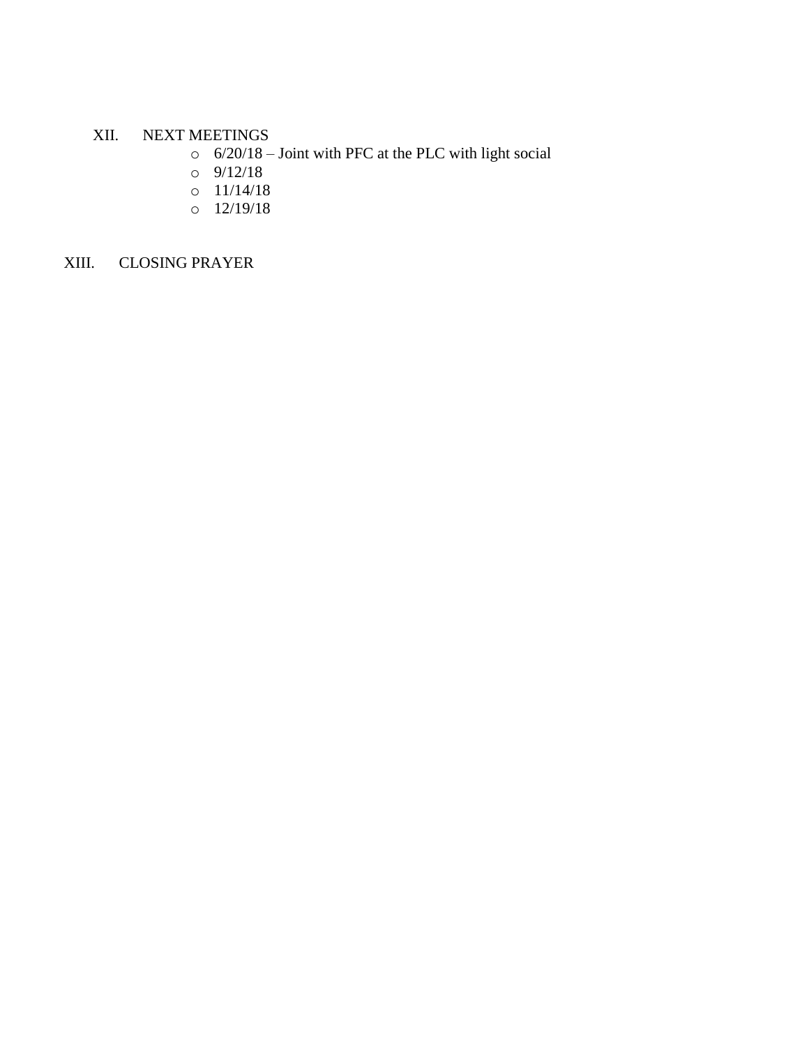XII. NEXT MEETINGS

- 6/20/18 – Joint with PFC at the PLC with light social
- 9/12/18
- 11/14/18
- 12/19/18

XIII. CLOSING PRAYER